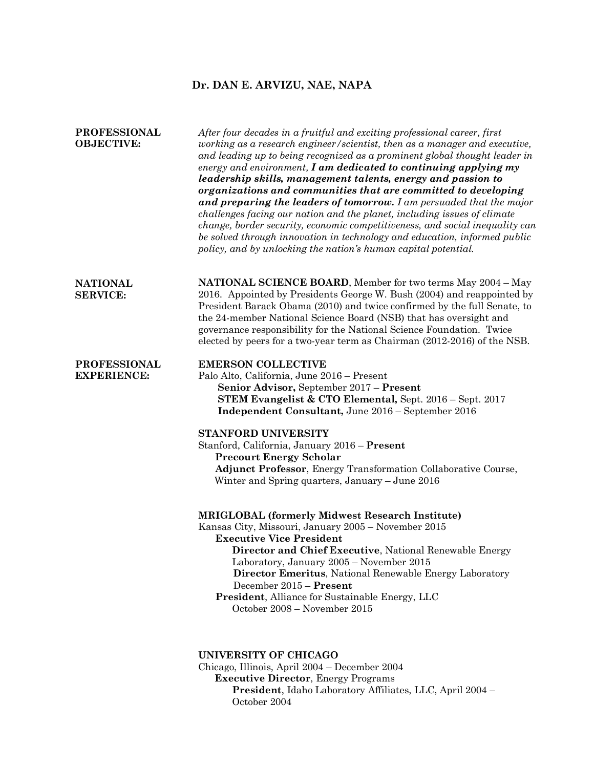# Dr. DAN E. ARVIZU, NAE, NAPA

## PROFESSIONAL OBJECTIVE:

*After four decades in a fruitful and exciting professional career, first working as a research engineer/scientist, then as a manager and executive, and leading up to being recognized as a prominent global thought leader in energy and environment,* ***I am dedicated to continuing applying my leadership skills, management talents, energy and passion to organizations and communities that are committed to developing and preparing the leaders of tomorrow.*** *I am persuaded that the major challenges facing our nation and the planet, including issues of climate change, border security, economic competitiveness, and social inequality can be solved through innovation in technology and education, informed public policy, and by unlocking the nation's human capital potential.*

## NATIONAL SERVICE:

**NATIONAL SCIENCE BOARD**, Member for two terms May 2004 – May 2016. Appointed by Presidents George W. Bush (2004) and reappointed by President Barack Obama (2010) and twice confirmed by the full Senate, to the 24-member National Science Board (NSB) that has oversight and governance responsibility for the National Science Foundation. Twice elected by peers for a two-year term as Chairman (2012-2016) of the NSB.

## PROFESSIONAL EXPERIENCE:

**EMERSON COLLECTIVE**
Palo Alto, California, June 2016 – Present
- **Senior Advisor,** September 2017 – **Present**
- **STEM Evangelist & CTO Elemental,** Sept. 2016 – Sept. 2017
- **Independent Consultant,** June 2016 – September 2016

**STANFORD UNIVERSITY**
Stanford, California, January 2016 – **Present**
- **Precourt Energy Scholar**
- **Adjunct Professor**, Energy Transformation Collaborative Course, Winter and Spring quarters, January – June 2016

**MRIGLOBAL (formerly Midwest Research Institute)**
Kansas City, Missouri, January 2005 – November 2015
- **Executive Vice President**
  - **Director and Chief Executive**, National Renewable Energy Laboratory, January 2005 – November 2015
  - **Director Emeritus**, National Renewable Energy Laboratory December 2015 – **Present**
- **President**, Alliance for Sustainable Energy, LLC October 2008 – November 2015

**UNIVERSITY OF CHICAGO**
Chicago, Illinois, April 2004 – December 2004
- **Executive Director**, Energy Programs
  - **President**, Idaho Laboratory Affiliates, LLC, April 2004 – October 2004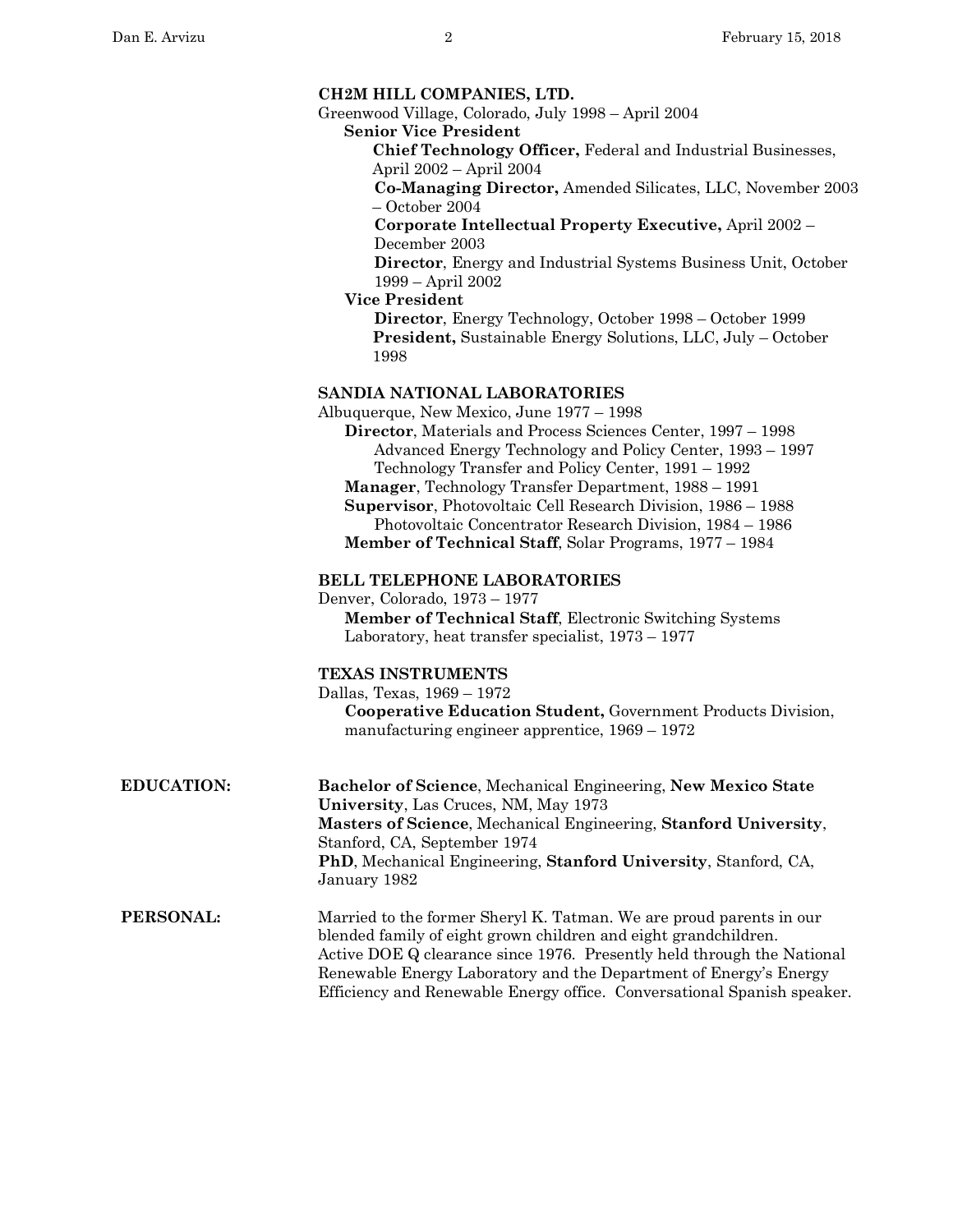**CH2M HILL COMPANIES, LTD.**
Greenwood Village, Colorado, July 1998 – April 2004

**Senior Vice President**

- **Chief Technology Officer,** Federal and Industrial Businesses, April 2002 – April 2004
- **Co-Managing Director,** Amended Silicates, LLC, November 2003 – October 2004
- **Corporate Intellectual Property Executive,** April 2002 – December 2003
- **Director**, Energy and Industrial Systems Business Unit, October 1999 – April 2002

**Vice President**

- **Director**, Energy Technology, October 1998 – October 1999
- **President,** Sustainable Energy Solutions, LLC, July – October 1998

**SANDIA NATIONAL LABORATORIES**
Albuquerque, New Mexico, June 1977 – 1998

**Director**, Materials and Process Sciences Center, 1997 – 1998
Advanced Energy Technology and Policy Center, 1993 – 1997
Technology Transfer and Policy Center, 1991 – 1992
**Manager**, Technology Transfer Department, 1988 – 1991
**Supervisor**, Photovoltaic Cell Research Division, 1986 – 1988
Photovoltaic Concentrator Research Division, 1984 – 1986
**Member of Technical Staff**, Solar Programs, 1977 – 1984

**BELL TELEPHONE LABORATORIES**
Denver, Colorado, 1973 – 1977

**Member of Technical Staff**, Electronic Switching Systems Laboratory, heat transfer specialist, 1973 – 1977

**TEXAS INSTRUMENTS**
Dallas, Texas, 1969 – 1972

**Cooperative Education Student,** Government Products Division, manufacturing engineer apprentice, 1969 – 1972

**EDUCATION:**

**Bachelor of Science**, Mechanical Engineering, **New Mexico State University**, Las Cruces, NM, May 1973
**Masters of Science**, Mechanical Engineering, **Stanford University**, Stanford, CA, September 1974
**PhD**, Mechanical Engineering, **Stanford University**, Stanford, CA, January 1982

**PERSONAL:**

Married to the former Sheryl K. Tatman. We are proud parents in our blended family of eight grown children and eight grandchildren. Active DOE Q clearance since 1976. Presently held through the National Renewable Energy Laboratory and the Department of Energy's Energy Efficiency and Renewable Energy office. Conversational Spanish speaker.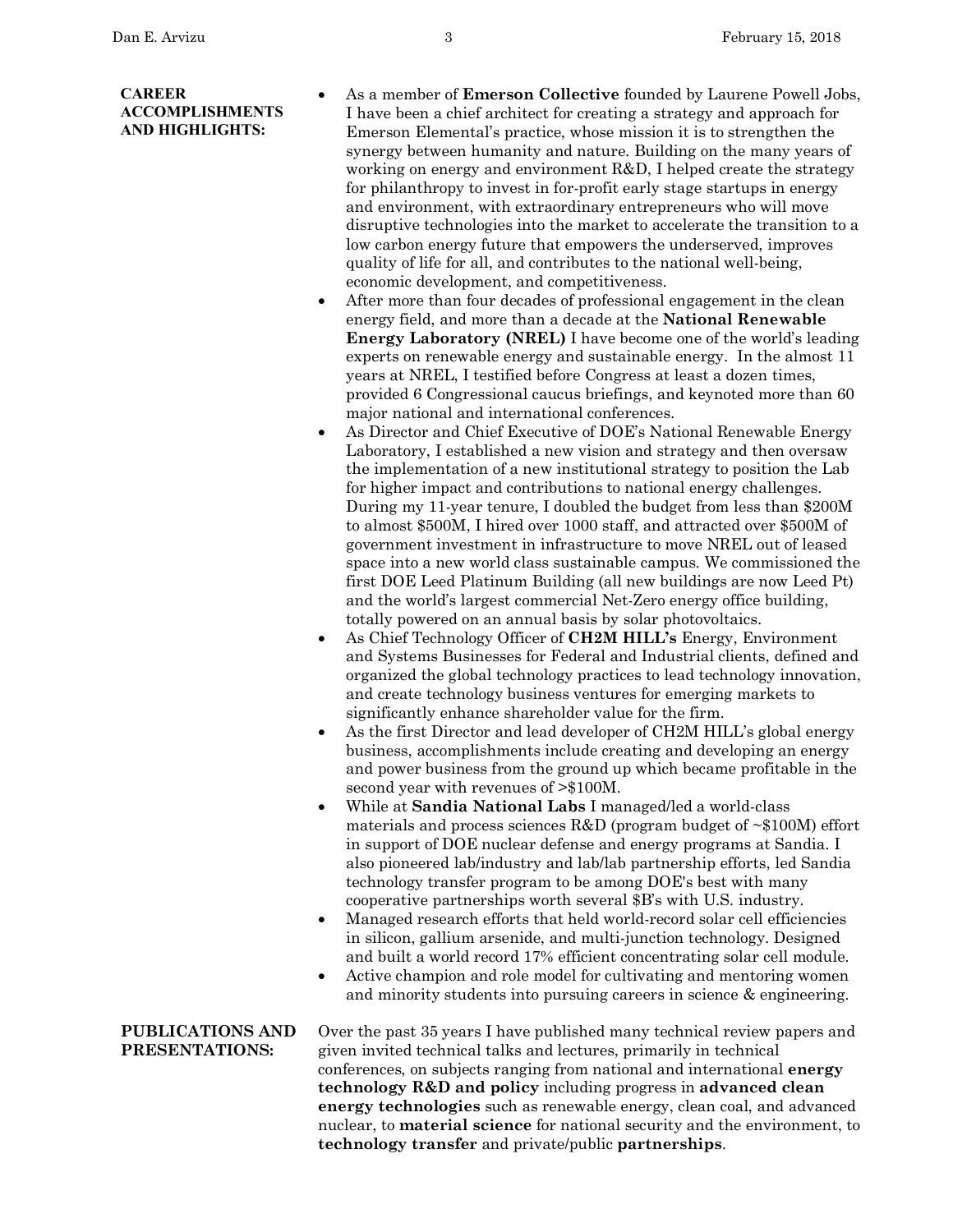**CAREER ACCOMPLISHMENTS AND HIGHLIGHTS:**

- As a member of **Emerson Collective** founded by Laurene Powell Jobs, I have been a chief architect for creating a strategy and approach for Emerson Elemental's practice, whose mission it is to strengthen the synergy between humanity and nature. Building on the many years of working on energy and environment R&D, I helped create the strategy for philanthropy to invest in for-profit early stage startups in energy and environment, with extraordinary entrepreneurs who will move disruptive technologies into the market to accelerate the transition to a low carbon energy future that empowers the underserved, improves quality of life for all, and contributes to the national well-being, economic development, and competitiveness.
- After more than four decades of professional engagement in the clean energy field, and more than a decade at the **National Renewable Energy Laboratory (NREL)** I have become one of the world's leading experts on renewable energy and sustainable energy. In the almost 11 years at NREL, I testified before Congress at least a dozen times, provided 6 Congressional caucus briefings, and keynoted more than 60 major national and international conferences.
- As Director and Chief Executive of DOE's National Renewable Energy Laboratory, I established a new vision and strategy and then oversaw the implementation of a new institutional strategy to position the Lab for higher impact and contributions to national energy challenges. During my 11-year tenure, I doubled the budget from less than $200M to almost $500M, I hired over 1000 staff, and attracted over $500M of government investment in infrastructure to move NREL out of leased space into a new world class sustainable campus. We commissioned the first DOE Leed Platinum Building (all new buildings are now Leed Pt) and the world's largest commercial Net-Zero energy office building, totally powered on an annual basis by solar photovoltaics.
- As Chief Technology Officer of **CH2M HILL's** Energy, Environment and Systems Businesses for Federal and Industrial clients, defined and organized the global technology practices to lead technology innovation, and create technology business ventures for emerging markets to significantly enhance shareholder value for the firm.
- As the first Director and lead developer of CH2M HILL's global energy business, accomplishments include creating and developing an energy and power business from the ground up which became profitable in the second year with revenues of >$100M.
- While at **Sandia National Labs** I managed/led a world-class materials and process sciences R&D (program budget of ~$100M) effort in support of DOE nuclear defense and energy programs at Sandia. I also pioneered lab/industry and lab/lab partnership efforts, led Sandia technology transfer program to be among DOE's best with many cooperative partnerships worth several $B's with U.S. industry.
- Managed research efforts that held world-record solar cell efficiencies in silicon, gallium arsenide, and multi-junction technology. Designed and built a world record 17% efficient concentrating solar cell module.
- Active champion and role model for cultivating and mentoring women and minority students into pursuing careers in science & engineering.

**PUBLICATIONS AND PRESENTATIONS:**

Over the past 35 years I have published many technical review papers and given invited technical talks and lectures, primarily in technical conferences, on subjects ranging from national and international **energy technology R&D and policy** including progress in **advanced clean energy technologies** such as renewable energy, clean coal, and advanced nuclear, to **material science** for national security and the environment, to **technology transfer** and private/public **partnerships**.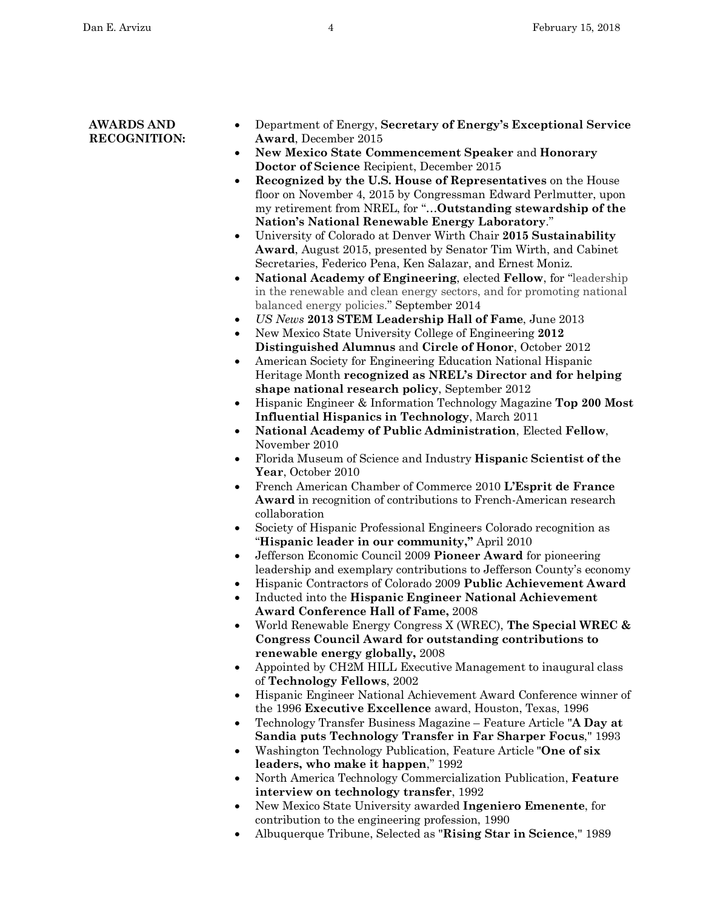**AWARDS AND RECOGNITION:**

- Department of Energy, **Secretary of Energy's Exceptional Service Award**, December 2015
- **New Mexico State Commencement Speaker** and **Honorary Doctor of Science** Recipient, December 2015
- **Recognized by the U.S. House of Representatives** on the House floor on November 4, 2015 by Congressman Edward Perlmutter, upon my retirement from NREL, for "…**Outstanding stewardship of the Nation's National Renewable Energy Laboratory**."
- University of Colorado at Denver Wirth Chair **2015 Sustainability Award**, August 2015, presented by Senator Tim Wirth, and Cabinet Secretaries, Federico Pena, Ken Salazar, and Ernest Moniz.
- **National Academy of Engineering**, elected **Fellow**, for "leadership in the renewable and clean energy sectors, and for promoting national balanced energy policies." September 2014
- *US News* **2013 STEM Leadership Hall of Fame**, June 2013
- New Mexico State University College of Engineering **2012 Distinguished Alumnus** and **Circle of Honor**, October 2012
- American Society for Engineering Education National Hispanic Heritage Month **recognized as NREL's Director and for helping shape national research policy**, September 2012
- Hispanic Engineer & Information Technology Magazine **Top 200 Most Influential Hispanics in Technology**, March 2011
- **National Academy of Public Administration**, Elected **Fellow**, November 2010
- Florida Museum of Science and Industry **Hispanic Scientist of the Year**, October 2010
- French American Chamber of Commerce 2010 **L'Esprit de France Award** in recognition of contributions to French-American research collaboration
- Society of Hispanic Professional Engineers Colorado recognition as "**Hispanic leader in our community,"** April 2010
- Jefferson Economic Council 2009 **Pioneer Award** for pioneering leadership and exemplary contributions to Jefferson County's economy
- Hispanic Contractors of Colorado 2009 **Public Achievement Award**
- Inducted into the **Hispanic Engineer National Achievement Award Conference Hall of Fame,** 2008
- World Renewable Energy Congress X (WREC), **The Special WREC & Congress Council Award for outstanding contributions to renewable energy globally,** 2008
- Appointed by CH2M HILL Executive Management to inaugural class of **Technology Fellows**, 2002
- Hispanic Engineer National Achievement Award Conference winner of the 1996 **Executive Excellence** award, Houston, Texas, 1996
- Technology Transfer Business Magazine – Feature Article "**A Day at Sandia puts Technology Transfer in Far Sharper Focus**," 1993
- Washington Technology Publication, Feature Article "**One of six leaders, who make it happen**," 1992
- North America Technology Commercialization Publication, **Feature interview on technology transfer**, 1992
- New Mexico State University awarded **Ingeniero Emenente**, for contribution to the engineering profession, 1990
- Albuquerque Tribune, Selected as "**Rising Star in Science**," 1989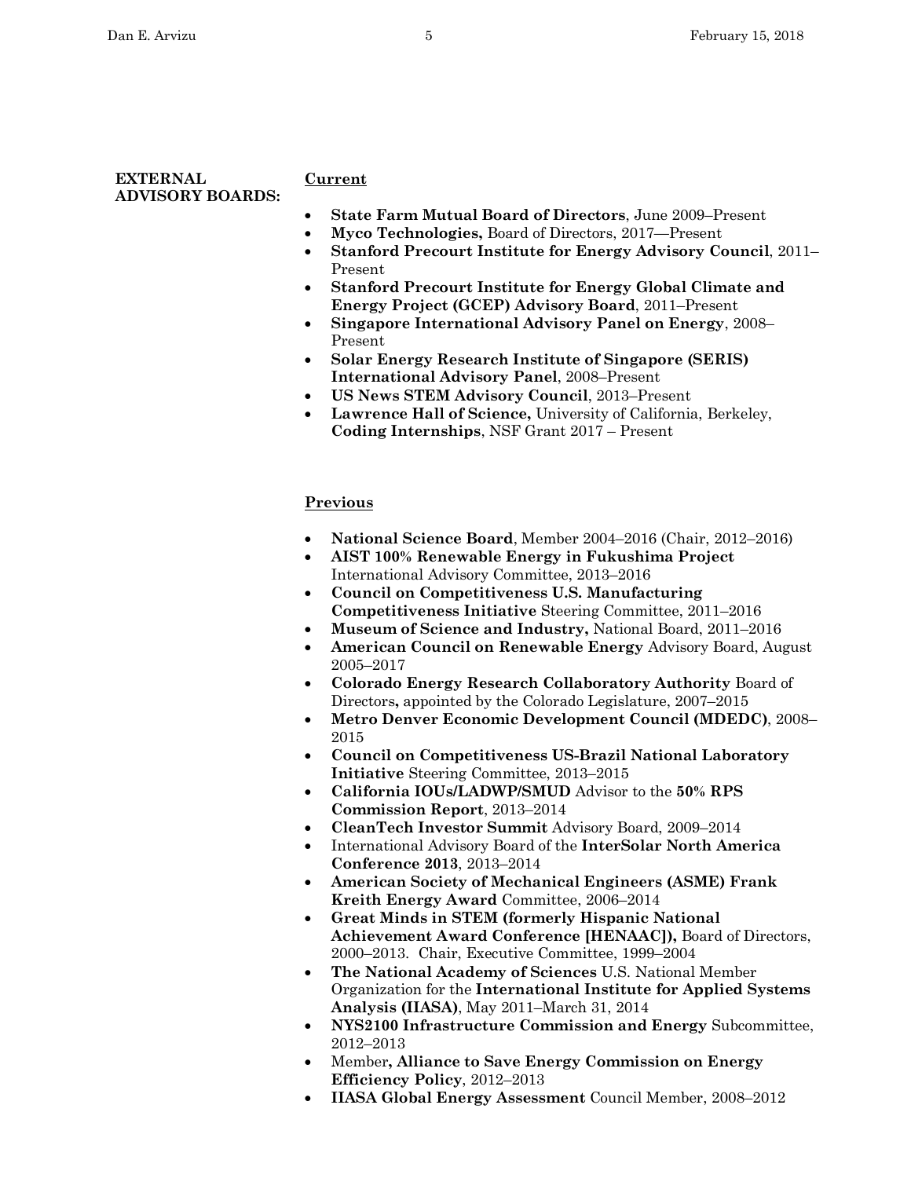**EXTERNAL ADVISORY BOARDS:**

**Current**

- **State Farm Mutual Board of Directors**, June 2009–Present
- **Myco Technologies,** Board of Directors, 2017—Present
- **Stanford Precourt Institute for Energy Advisory Council**, 2011–Present
- **Stanford Precourt Institute for Energy Global Climate and Energy Project (GCEP) Advisory Board**, 2011–Present
- **Singapore International Advisory Panel on Energy**, 2008–Present
- **Solar Energy Research Institute of Singapore (SERIS) International Advisory Panel**, 2008–Present
- **US News STEM Advisory Council**, 2013–Present
- **Lawrence Hall of Science,** University of California, Berkeley, **Coding Internships**, NSF Grant 2017 – Present

**Previous**

- **National Science Board**, Member 2004–2016 (Chair, 2012–2016)
- **AIST 100% Renewable Energy in Fukushima Project** International Advisory Committee, 2013–2016
- **Council on Competitiveness U.S. Manufacturing Competitiveness Initiative** Steering Committee, 2011–2016
- **Museum of Science and Industry,** National Board, 2011–2016
- **American Council on Renewable Energy** Advisory Board, August 2005–2017
- **Colorado Energy Research Collaboratory Authority** Board of Directors**,** appointed by the Colorado Legislature, 2007–2015
- **Metro Denver Economic Development Council (MDEDC)**, 2008–2015
- **Council on Competitiveness US-Brazil National Laboratory Initiative** Steering Committee, 2013–2015
- **California IOUs/LADWP/SMUD** Advisor to the **50% RPS Commission Report**, 2013–2014
- **CleanTech Investor Summit** Advisory Board, 2009–2014
- International Advisory Board of the **InterSolar North America Conference 2013**, 2013–2014
- **American Society of Mechanical Engineers (ASME) Frank Kreith Energy Award** Committee, 2006–2014
- **Great Minds in STEM (formerly Hispanic National Achievement Award Conference [HENAAC]),** Board of Directors, 2000–2013. Chair, Executive Committee, 1999–2004
- **The National Academy of Sciences** U.S. National Member Organization for the **International Institute for Applied Systems Analysis (IIASA)**, May 2011–March 31, 2014
- **NYS2100 Infrastructure Commission and Energy** Subcommittee, 2012–2013
- Member**, Alliance to Save Energy Commission on Energy Efficiency Policy**, 2012–2013
- **IIASA Global Energy Assessment** Council Member, 2008–2012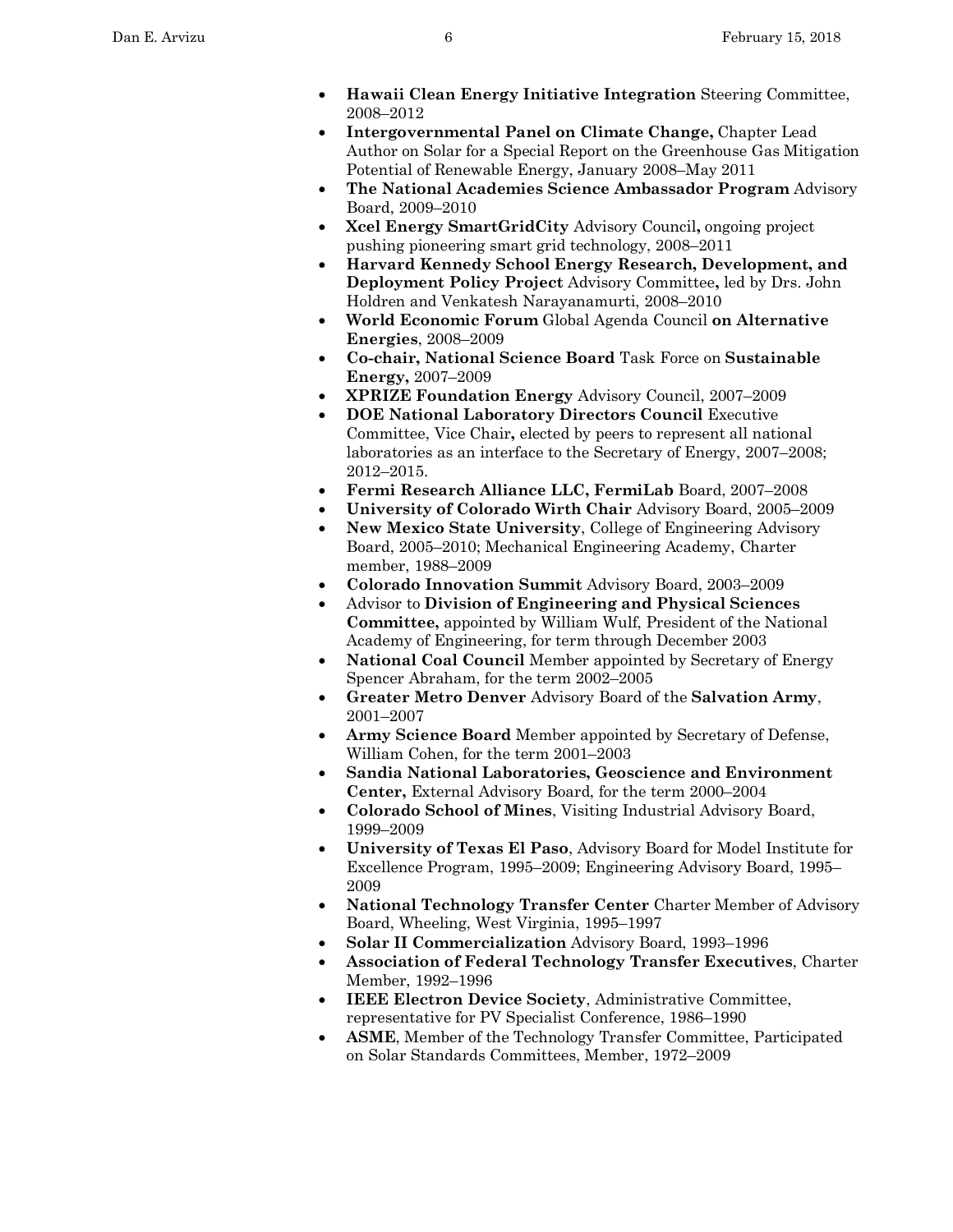- **Hawaii Clean Energy Initiative Integration** Steering Committee, 2008–2012
- **Intergovernmental Panel on Climate Change,** Chapter Lead Author on Solar for a Special Report on the Greenhouse Gas Mitigation Potential of Renewable Energy, January 2008–May 2011
- **The National Academies Science Ambassador Program** Advisory Board, 2009–2010
- **Xcel Energy SmartGridCity** Advisory Council**,** ongoing project pushing pioneering smart grid technology, 2008–2011
- **Harvard Kennedy School Energy Research, Development, and Deployment Policy Project** Advisory Committee**,** led by Drs. John Holdren and Venkatesh Narayanamurti, 2008–2010
- **World Economic Forum** Global Agenda Council **on Alternative Energies**, 2008–2009
- **Co-chair, National Science Board** Task Force on **Sustainable Energy,** 2007–2009
- **XPRIZE Foundation Energy** Advisory Council, 2007–2009
- **DOE National Laboratory Directors Council** Executive Committee, Vice Chair**,** elected by peers to represent all national laboratories as an interface to the Secretary of Energy, 2007–2008; 2012–2015.
- **Fermi Research Alliance LLC, FermiLab** Board, 2007–2008
- **University of Colorado Wirth Chair** Advisory Board, 2005–2009
- **New Mexico State University**, College of Engineering Advisory Board, 2005–2010; Mechanical Engineering Academy, Charter member, 1988–2009
- **Colorado Innovation Summit** Advisory Board, 2003–2009
- Advisor to **Division of Engineering and Physical Sciences Committee,** appointed by William Wulf, President of the National Academy of Engineering, for term through December 2003
- **National Coal Council** Member appointed by Secretary of Energy Spencer Abraham, for the term 2002–2005
- **Greater Metro Denver** Advisory Board of the **Salvation Army**, 2001–2007
- **Army Science Board** Member appointed by Secretary of Defense, William Cohen, for the term 2001–2003
- **Sandia National Laboratories, Geoscience and Environment Center,** External Advisory Board, for the term 2000–2004
- **Colorado School of Mines**, Visiting Industrial Advisory Board, 1999–2009
- **University of Texas El Paso**, Advisory Board for Model Institute for Excellence Program, 1995–2009; Engineering Advisory Board, 1995–2009
- **National Technology Transfer Center** Charter Member of Advisory Board, Wheeling, West Virginia, 1995–1997
- **Solar II Commercialization** Advisory Board, 1993–1996
- **Association of Federal Technology Transfer Executives**, Charter Member, 1992–1996
- **IEEE Electron Device Society**, Administrative Committee, representative for PV Specialist Conference, 1986–1990
- **ASME**, Member of the Technology Transfer Committee, Participated on Solar Standards Committees, Member, 1972–2009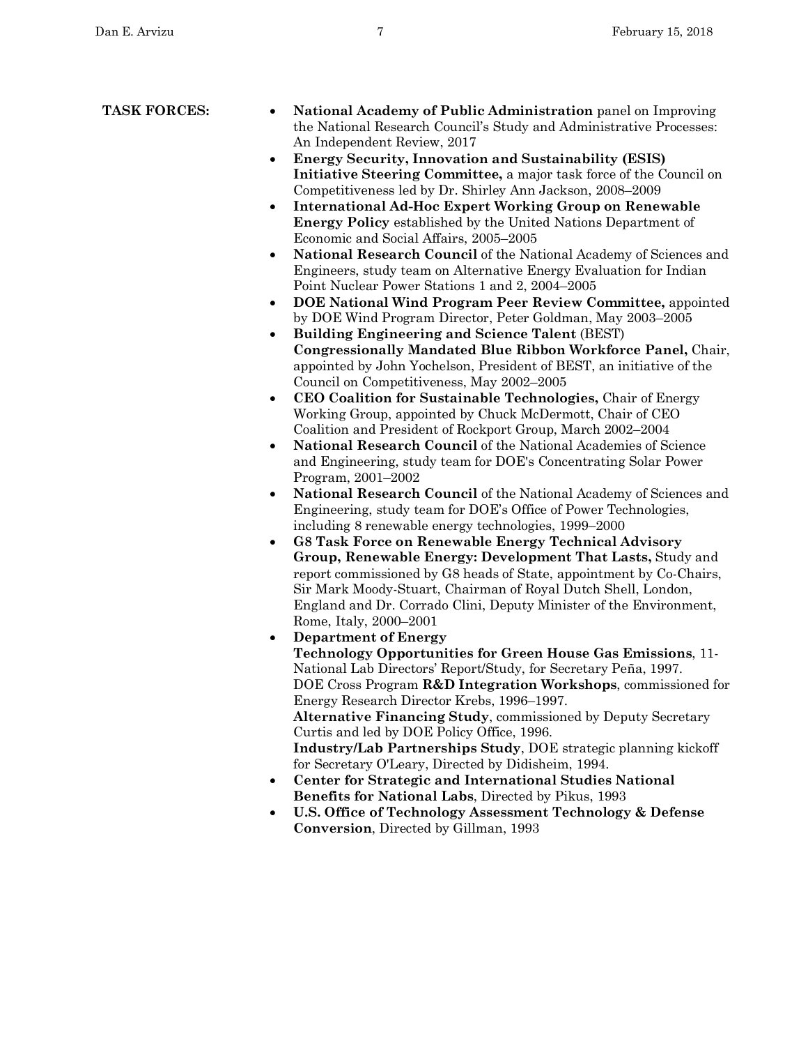**TASK FORCES:**

- **National Academy of Public Administration** panel on Improving the National Research Council's Study and Administrative Processes: An Independent Review, 2017
- **Energy Security, Innovation and Sustainability (ESIS) Initiative Steering Committee,** a major task force of the Council on Competitiveness led by Dr. Shirley Ann Jackson, 2008–2009
- **International Ad-Hoc Expert Working Group on Renewable Energy Policy** established by the United Nations Department of Economic and Social Affairs, 2005–2005
- **National Research Council** of the National Academy of Sciences and Engineers, study team on Alternative Energy Evaluation for Indian Point Nuclear Power Stations 1 and 2, 2004–2005
- **DOE National Wind Program Peer Review Committee,** appointed by DOE Wind Program Director, Peter Goldman, May 2003–2005
- **Building Engineering and Science Talent** (BEST) **Congressionally Mandated Blue Ribbon Workforce Panel,** Chair, appointed by John Yochelson, President of BEST, an initiative of the Council on Competitiveness, May 2002–2005
- **CEO Coalition for Sustainable Technologies,** Chair of Energy Working Group, appointed by Chuck McDermott, Chair of CEO Coalition and President of Rockport Group, March 2002–2004
- **National Research Council** of the National Academies of Science and Engineering, study team for DOE's Concentrating Solar Power Program, 2001–2002
- **National Research Council** of the National Academy of Sciences and Engineering, study team for DOE's Office of Power Technologies, including 8 renewable energy technologies, 1999–2000
- **G8 Task Force on Renewable Energy Technical Advisory Group, Renewable Energy: Development That Lasts,** Study and report commissioned by G8 heads of State, appointment by Co-Chairs, Sir Mark Moody-Stuart, Chairman of Royal Dutch Shell, London, England and Dr. Corrado Clini, Deputy Minister of the Environment, Rome, Italy, 2000–2001
- **Department of Energy**
  **Technology Opportunities for Green House Gas Emissions**, 11-National Lab Directors' Report/Study, for Secretary Peña, 1997.
  DOE Cross Program **R&D Integration Workshops**, commissioned for Energy Research Director Krebs, 1996–1997.
  **Alternative Financing Study**, commissioned by Deputy Secretary Curtis and led by DOE Policy Office, 1996.
  **Industry/Lab Partnerships Study**, DOE strategic planning kickoff for Secretary O'Leary, Directed by Didisheim, 1994.
- **Center for Strategic and International Studies National Benefits for National Labs**, Directed by Pikus, 1993
- **U.S. Office of Technology Assessment Technology & Defense Conversion**, Directed by Gillman, 1993